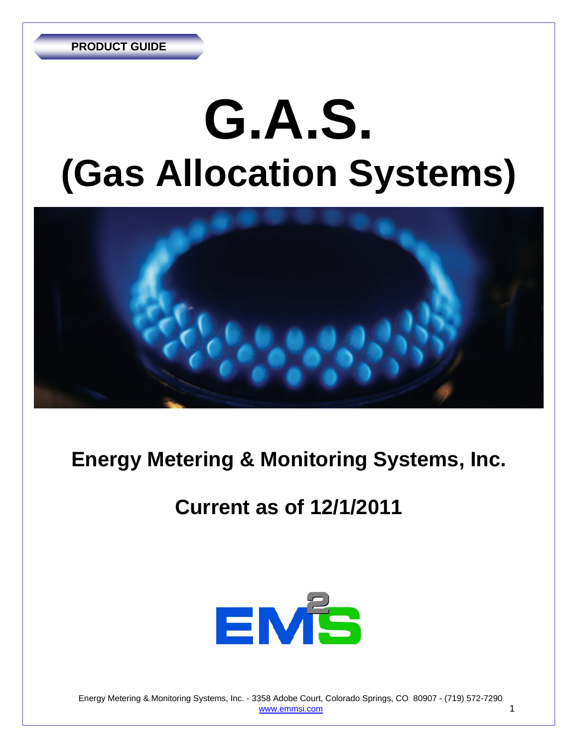PRODUCT GUIDE

# G.A.S.

# (Gas Allocation Systems)

## Energy Metering & Monitoring Systems, Inc.

## Current as of 12/1/2011

Energy Metering & Monitoring Systems, Inc. - 3358 Adobe Court, Colorado Springs, CO 80907 - (719) 572-7290
www.emmsi.com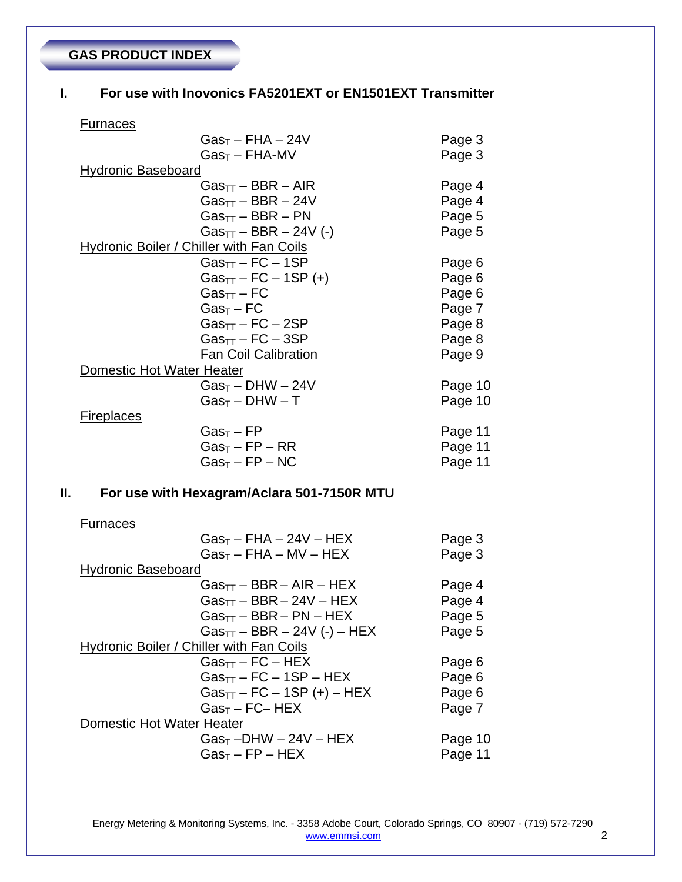## GAS PRODUCT INDEX

### I. For use with Inovonics FA5201EXT or EN1501EXT Transmitter

| | | |
|---|---|---|
| Furnaces | | |
| | $Gas_T$ – FHA – 24V | Page 3 |
| | $Gas_T$ – FHA-MV | Page 3 |
| Hydronic Baseboard | | |
| | $Gas_{TT}$ – BBR – AIR | Page 4 |
| | $Gas_{TT}$ – BBR – 24V | Page 4 |
| | $Gas_{TT}$ – BBR – PN | Page 5 |
| | $Gas_{TT}$ – BBR – 24V (-) | Page 5 |
| Hydronic Boiler / Chiller with Fan Coils | | |
| | $Gas_{TT}$ – FC – 1SP | Page 6 |
| | $Gas_{TT}$ – FC – 1SP (+) | Page 6 |
| | $Gas_{TT}$ – FC | Page 6 |
| | $Gas_T$ – FC | Page 7 |
| | $Gas_{TT}$ – FC – 2SP | Page 8 |
| | $Gas_{TT}$ – FC – 3SP | Page 8 |
| | Fan Coil Calibration | Page 9 |
| Domestic Hot Water Heater | | |
| | $Gas_T$ – DHW – 24V | Page 10 |
| | $Gas_T$ – DHW – T | Page 10 |
| Fireplaces | | |
| | $Gas_T$ – FP | Page 11 |
| | $Gas_T$ – FP – RR | Page 11 |
| | $Gas_T$ – FP – NC | Page 11 |

### II. For use with Hexagram/Aclara 501-7150R MTU

| | | |
|---|---|---|
| Furnaces | | |
| | $Gas_T$ – FHA – 24V – HEX | Page 3 |
| | $Gas_T$ – FHA – MV – HEX | Page 3 |
| Hydronic Baseboard | | |
| | $Gas_{TT}$ – BBR – AIR – HEX | Page 4 |
| | $Gas_{TT}$ – BBR – 24V – HEX | Page 4 |
| | $Gas_{TT}$ – BBR – PN – HEX | Page 5 |
| | $Gas_{TT}$ – BBR – 24V (-) – HEX | Page 5 |
| Hydronic Boiler / Chiller with Fan Coils | | |
| | $Gas_{TT}$ – FC – HEX | Page 6 |
| | $Gas_{TT}$ – FC – 1SP – HEX | Page 6 |
| | $Gas_{TT}$ – FC – 1SP (+) – HEX | Page 6 |
| | $Gas_T$ – FC– HEX | Page 7 |
| Domestic Hot Water Heater | | |
| | $Gas_T$ –DHW – 24V – HEX | Page 10 |
| | $Gas_T$ – FP – HEX | Page 11 |

Energy Metering & Monitoring Systems, Inc. - 3358 Adobe Court, Colorado Springs, CO 80907 - (719) 572-7290
www.emmsi.com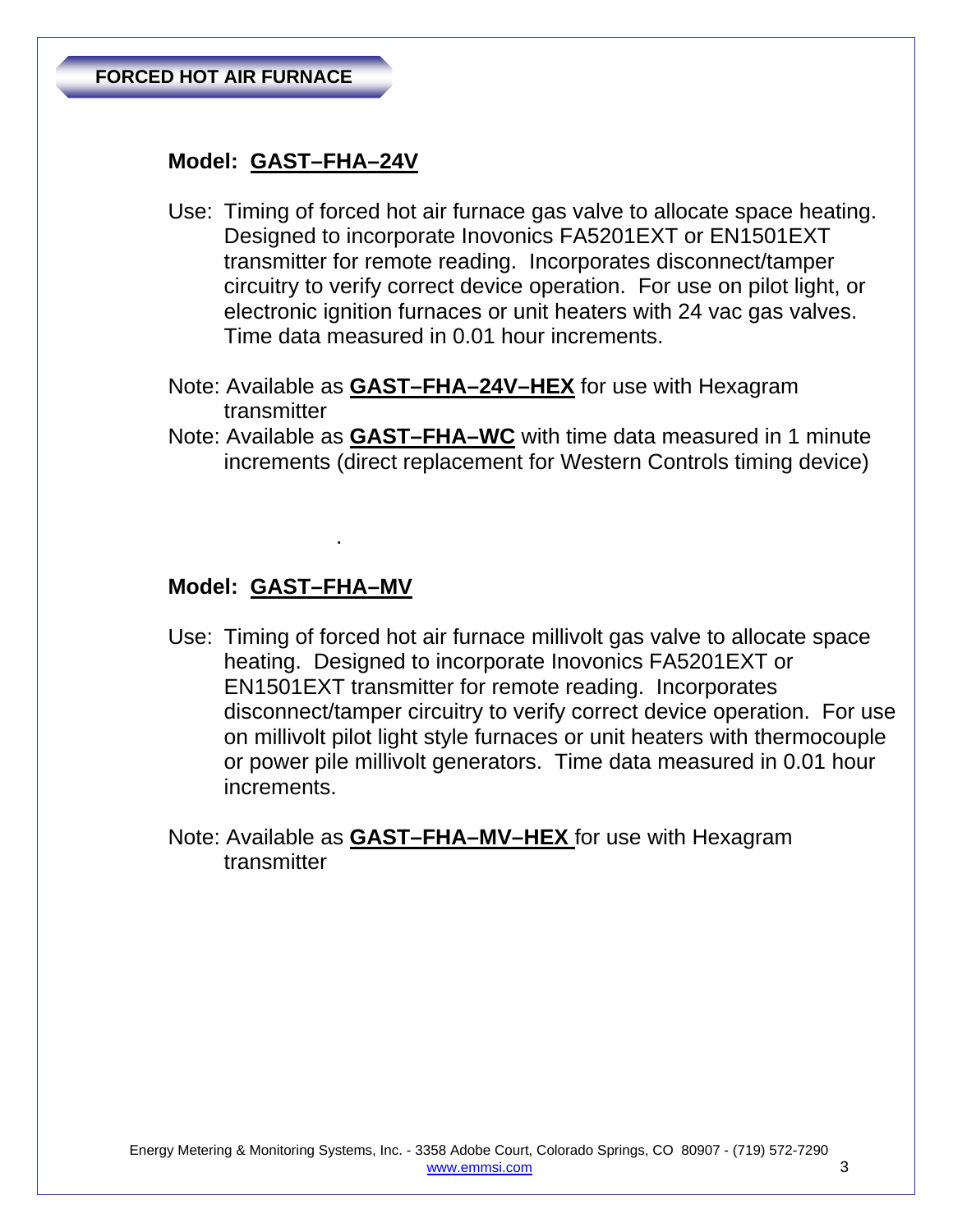## FORCED HOT AIR FURNACE

### Model: GAST–FHA–24V

Use: Timing of forced hot air furnace gas valve to allocate space heating. Designed to incorporate Inovonics FA5201EXT or EN1501EXT transmitter for remote reading. Incorporates disconnect/tamper circuitry to verify correct device operation. For use on pilot light, or electronic ignition furnaces or unit heaters with 24 vac gas valves. Time data measured in 0.01 hour increments.

Note: Available as **GAST–FHA–24V–HEX** for use with Hexagram transmitter

Note: Available as **GAST–FHA–WC** with time data measured in 1 minute increments (direct replacement for Western Controls timing device)

.

### Model: GAST–FHA–MV

Use: Timing of forced hot air furnace millivolt gas valve to allocate space heating. Designed to incorporate Inovonics FA5201EXT or EN1501EXT transmitter for remote reading. Incorporates disconnect/tamper circuitry to verify correct device operation. For use on millivolt pilot light style furnaces or unit heaters with thermocouple or power pile millivolt generators. Time data measured in 0.01 hour increments.

Note: Available as **GAST–FHA–MV–HEX** for use with Hexagram transmitter

Energy Metering & Monitoring Systems, Inc. - 3358 Adobe Court, Colorado Springs, CO 80907 - (719) 572-7290
www.emmsi.com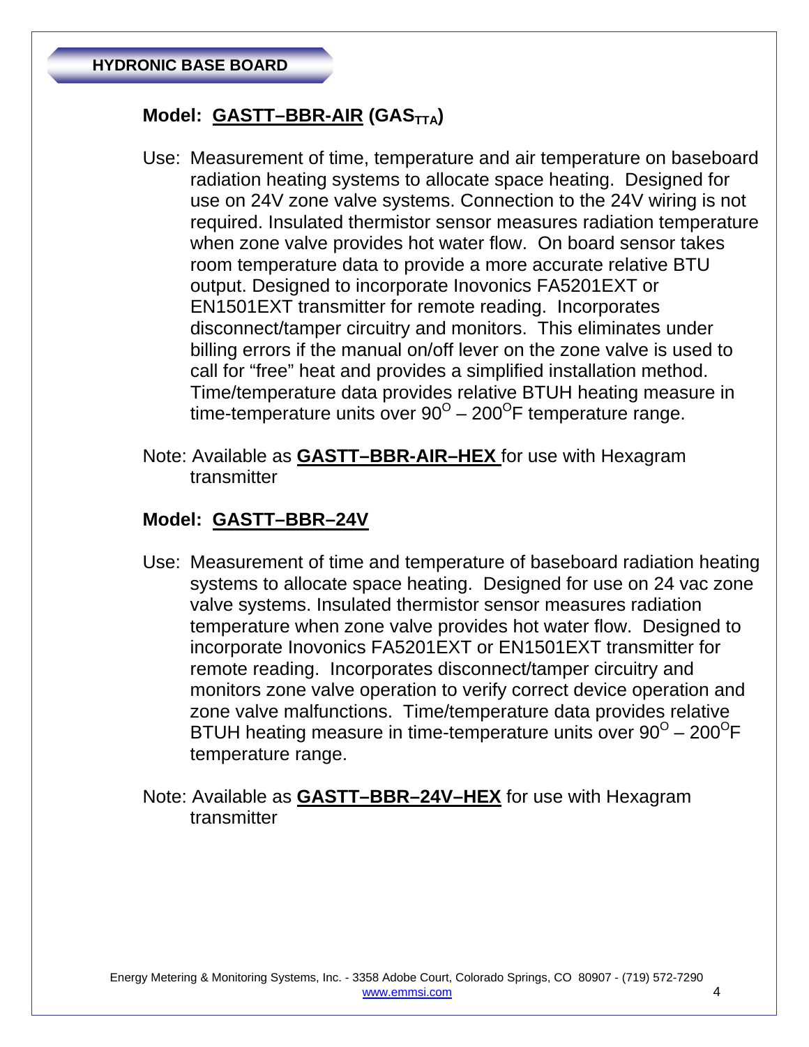## HYDRONIC BASE BOARD

### Model: GASTT–BBR-AIR ($GAS_{TTA}$)

Use: Measurement of time, temperature and air temperature on baseboard radiation heating systems to allocate space heating. Designed for use on 24V zone valve systems. Connection to the 24V wiring is not required. Insulated thermistor sensor measures radiation temperature when zone valve provides hot water flow. On board sensor takes room temperature data to provide a more accurate relative BTU output. Designed to incorporate Inovonics FA5201EXT or EN1501EXT transmitter for remote reading. Incorporates disconnect/tamper circuitry and monitors. This eliminates under billing errors if the manual on/off lever on the zone valve is used to call for "free" heat and provides a simplified installation method. Time/temperature data provides relative BTUH heating measure in time-temperature units over $90^{O}$ – $200^{O}$F temperature range.

Note: Available as **GASTT–BBR-AIR–HEX** for use with Hexagram transmitter

### Model: GASTT–BBR–24V

Use: Measurement of time and temperature of baseboard radiation heating systems to allocate space heating. Designed for use on 24 vac zone valve systems. Insulated thermistor sensor measures radiation temperature when zone valve provides hot water flow. Designed to incorporate Inovonics FA5201EXT or EN1501EXT transmitter for remote reading. Incorporates disconnect/tamper circuitry and monitors zone valve operation to verify correct device operation and zone valve malfunctions. Time/temperature data provides relative BTUH heating measure in time-temperature units over $90^{O}$ – $200^{O}$F temperature range.

Note: Available as **GASTT–BBR–24V–HEX** for use with Hexagram transmitter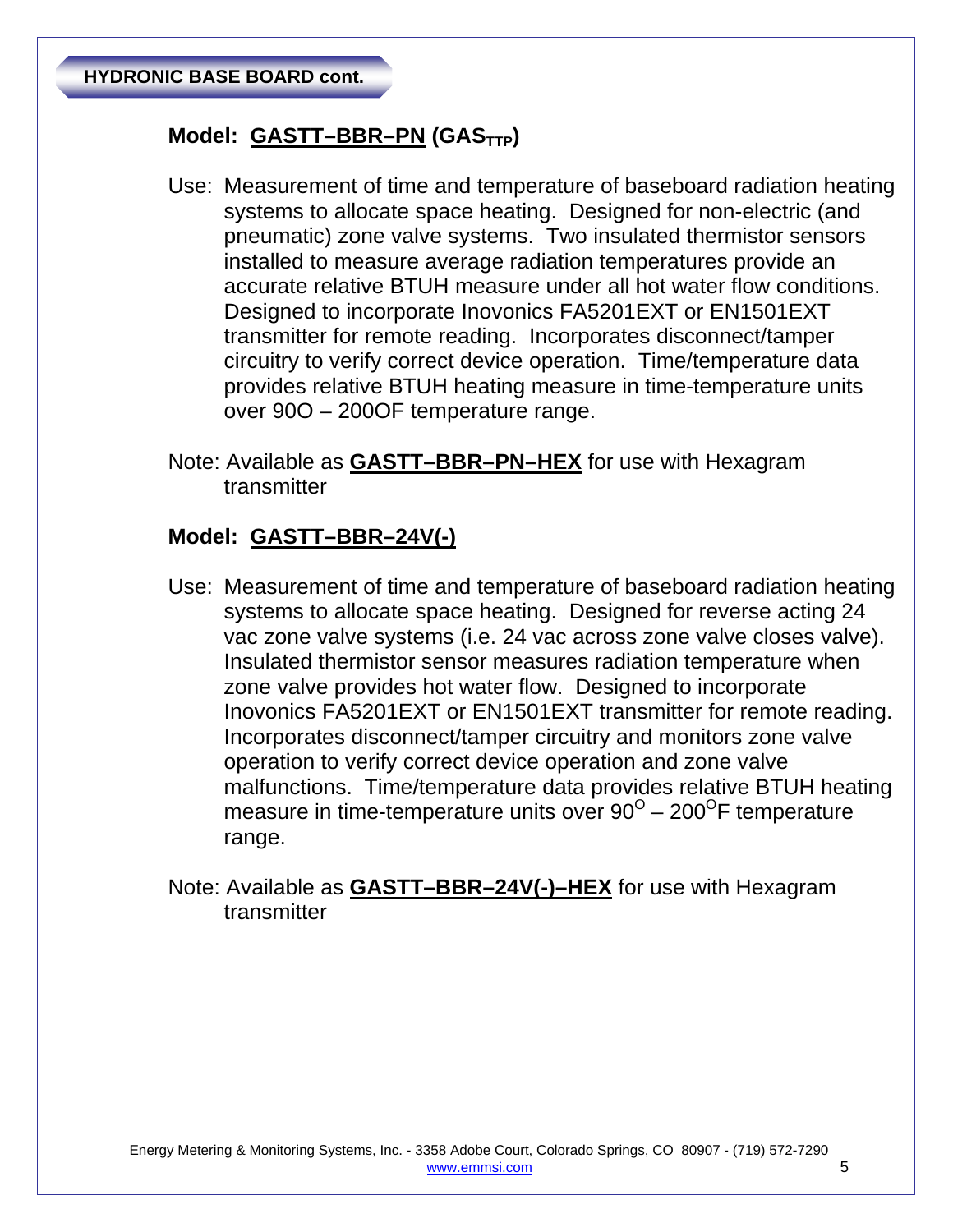## HYDRONIC BASE BOARD cont.

### Model: **GASTT–BBR–PN** (GAS$_{TTP}$)

Use: Measurement of time and temperature of baseboard radiation heating systems to allocate space heating. Designed for non-electric (and pneumatic) zone valve systems. Two insulated thermistor sensors installed to measure average radiation temperatures provide an accurate relative BTUH measure under all hot water flow conditions. Designed to incorporate Inovonics FA5201EXT or EN1501EXT transmitter for remote reading. Incorporates disconnect/tamper circuitry to verify correct device operation. Time/temperature data provides relative BTUH heating measure in time-temperature units over 90O – 200OF temperature range.

Note: Available as **GASTT–BBR–PN–HEX** for use with Hexagram transmitter

### Model: **GASTT–BBR–24V(-)**

Use: Measurement of time and temperature of baseboard radiation heating systems to allocate space heating. Designed for reverse acting 24 vac zone valve systems (i.e. 24 vac across zone valve closes valve). Insulated thermistor sensor measures radiation temperature when zone valve provides hot water flow. Designed to incorporate Inovonics FA5201EXT or EN1501EXT transmitter for remote reading. Incorporates disconnect/tamper circuitry and monitors zone valve operation to verify correct device operation and zone valve malfunctions. Time/temperature data provides relative BTUH heating measure in time-temperature units over $90^{O}$ – $200^{O}$F temperature range.

Note: Available as **GASTT–BBR–24V(-)–HEX** for use with Hexagram transmitter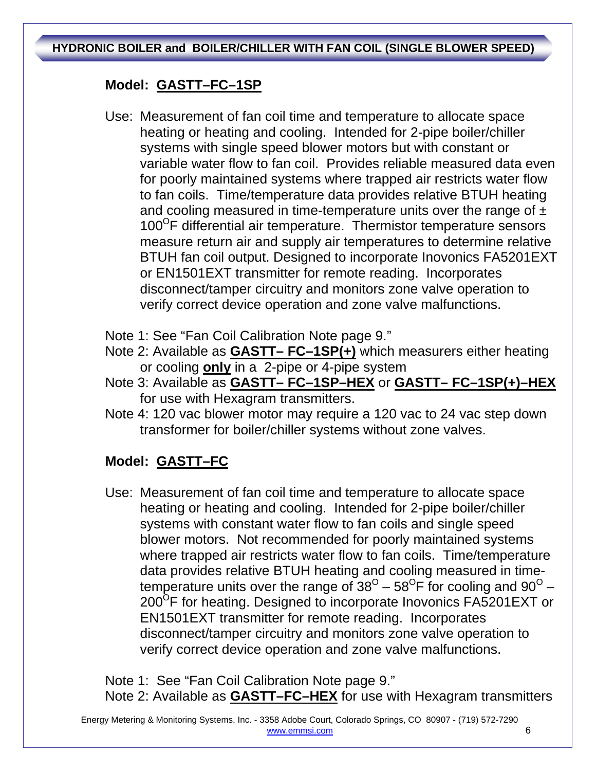## HYDRONIC BOILER and BOILER/CHILLER WITH FAN COIL (SINGLE BLOWER SPEED)

### Model: GASTT–FC–1SP

Use: Measurement of fan coil time and temperature to allocate space heating or heating and cooling. Intended for 2-pipe boiler/chiller systems with single speed blower motors but with constant or variable water flow to fan coil. Provides reliable measured data even for poorly maintained systems where trapped air restricts water flow to fan coils. Time/temperature data provides relative BTUH heating and cooling measured in time-temperature units over the range of ± 100°F differential air temperature. Thermistor temperature sensors measure return air and supply air temperatures to determine relative BTUH fan coil output. Designed to incorporate Inovonics FA5201EXT or EN1501EXT transmitter for remote reading. Incorporates disconnect/tamper circuitry and monitors zone valve operation to verify correct device operation and zone valve malfunctions.

Note 1: See "Fan Coil Calibration Note page 9."

Note 2: Available as **GASTT– FC–1SP(+)** which measurers either heating or cooling **only** in a 2-pipe or 4-pipe system

Note 3: Available as **GASTT– FC–1SP–HEX** or **GASTT– FC–1SP(+)–HEX** for use with Hexagram transmitters.

Note 4: 120 vac blower motor may require a 120 vac to 24 vac step down transformer for boiler/chiller systems without zone valves.

### Model: GASTT–FC

Use: Measurement of fan coil time and temperature to allocate space heating or heating and cooling. Intended for 2-pipe boiler/chiller systems with constant water flow to fan coils and single speed blower motors. Not recommended for poorly maintained systems where trapped air restricts water flow to fan coils. Time/temperature data provides relative BTUH heating and cooling measured in time-temperature units over the range of 38° – 58°F for cooling and 90° – 200°F for heating. Designed to incorporate Inovonics FA5201EXT or EN1501EXT transmitter for remote reading. Incorporates disconnect/tamper circuitry and monitors zone valve operation to verify correct device operation and zone valve malfunctions.

Note 1: See "Fan Coil Calibration Note page 9."

Note 2: Available as **GASTT–FC–HEX** for use with Hexagram transmitters

Energy Metering & Monitoring Systems, Inc. - 3358 Adobe Court, Colorado Springs, CO 80907 - (719) 572-7290
www.emmsi.com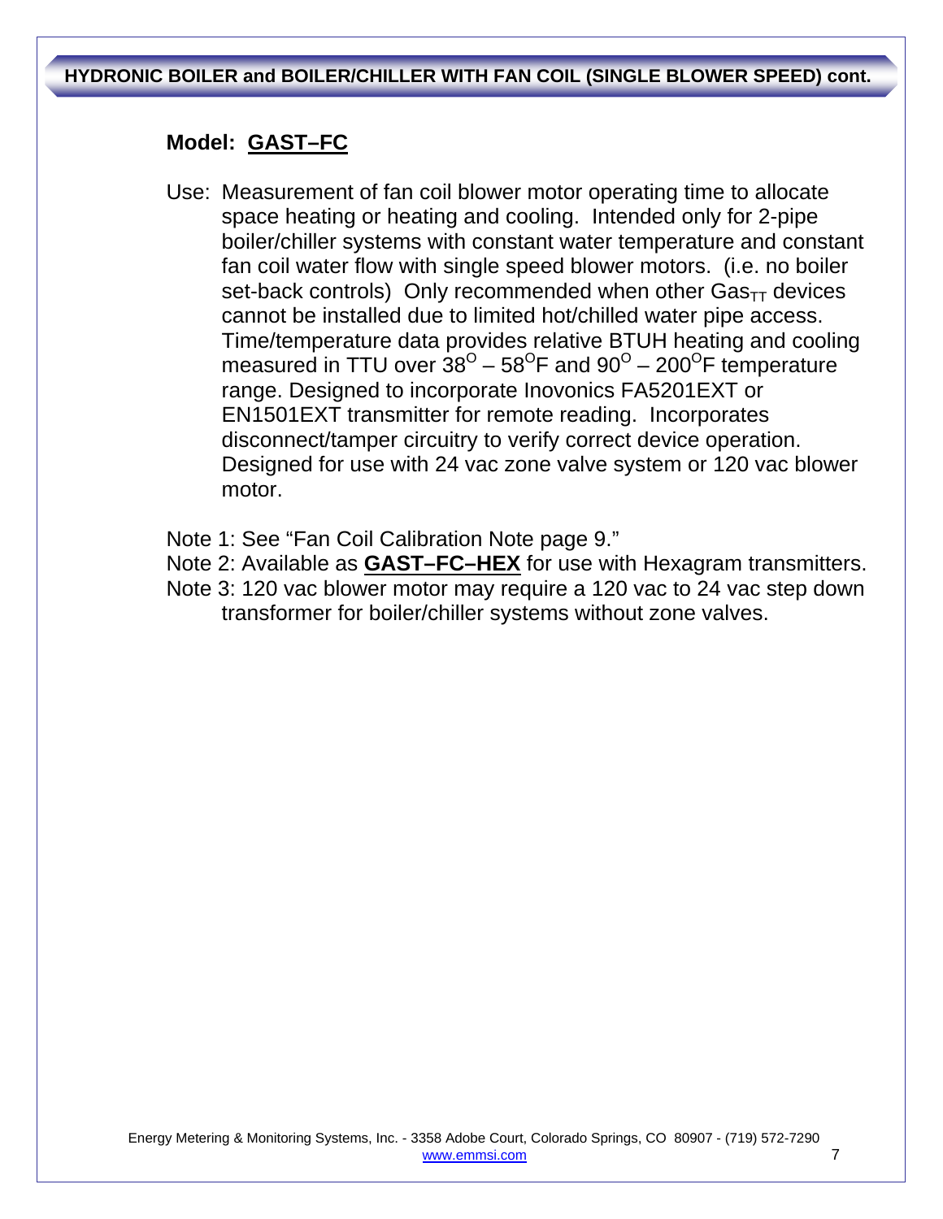## HYDRONIC BOILER and BOILER/CHILLER WITH FAN COIL (SINGLE BLOWER SPEED) cont.

### Model: GAST–FC

Use: Measurement of fan coil blower motor operating time to allocate space heating or heating and cooling. Intended only for 2-pipe boiler/chiller systems with constant water temperature and constant fan coil water flow with single speed blower motors. (i.e. no boiler set-back controls) Only recommended when other $Gas_{TT}$ devices cannot be installed due to limited hot/chilled water pipe access. Time/temperature data provides relative BTUH heating and cooling measured in TTU over $38^O – 58^O$F and $90^O – 200^O$F temperature range. Designed to incorporate Inovonics FA5201EXT or EN1501EXT transmitter for remote reading. Incorporates disconnect/tamper circuitry to verify correct device operation. Designed for use with 24 vac zone valve system or 120 vac blower motor.

Note 1: See "Fan Coil Calibration Note page 9."

Note 2: Available as **GAST–FC–HEX** for use with Hexagram transmitters.

Note 3: 120 vac blower motor may require a 120 vac to 24 vac step down transformer for boiler/chiller systems without zone valves.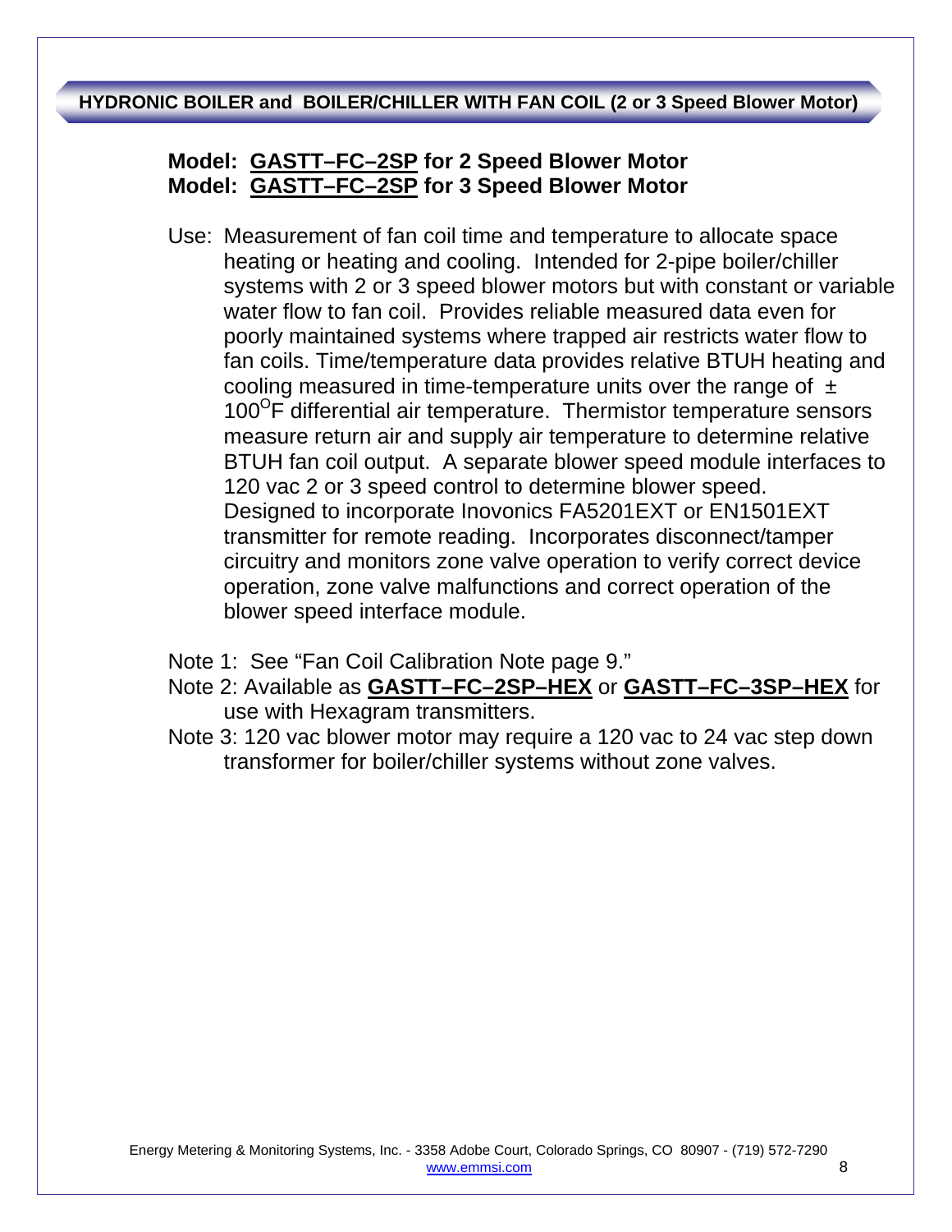## HYDRONIC BOILER and BOILER/CHILLER WITH FAN COIL (2 or 3 Speed Blower Motor)

**Model: GASTT–FC–2SP for 2 Speed Blower Motor**
**Model: GASTT–FC–2SP for 3 Speed Blower Motor**

Use: Measurement of fan coil time and temperature to allocate space heating or heating and cooling. Intended for 2-pipe boiler/chiller systems with 2 or 3 speed blower motors but with constant or variable water flow to fan coil. Provides reliable measured data even for poorly maintained systems where trapped air restricts water flow to fan coils. Time/temperature data provides relative BTUH heating and cooling measured in time-temperature units over the range of ± 100$^{O}$F differential air temperature. Thermistor temperature sensors measure return air and supply air temperature to determine relative BTUH fan coil output. A separate blower speed module interfaces to 120 vac 2 or 3 speed control to determine blower speed. Designed to incorporate Inovonics FA5201EXT or EN1501EXT transmitter for remote reading. Incorporates disconnect/tamper circuitry and monitors zone valve operation to verify correct device operation, zone valve malfunctions and correct operation of the blower speed interface module.

Note 1: See "Fan Coil Calibration Note page 9."

Note 2: Available as **GASTT–FC–2SP–HEX** or **GASTT–FC–3SP–HEX** for use with Hexagram transmitters.

Note 3: 120 vac blower motor may require a 120 vac to 24 vac step down transformer for boiler/chiller systems without zone valves.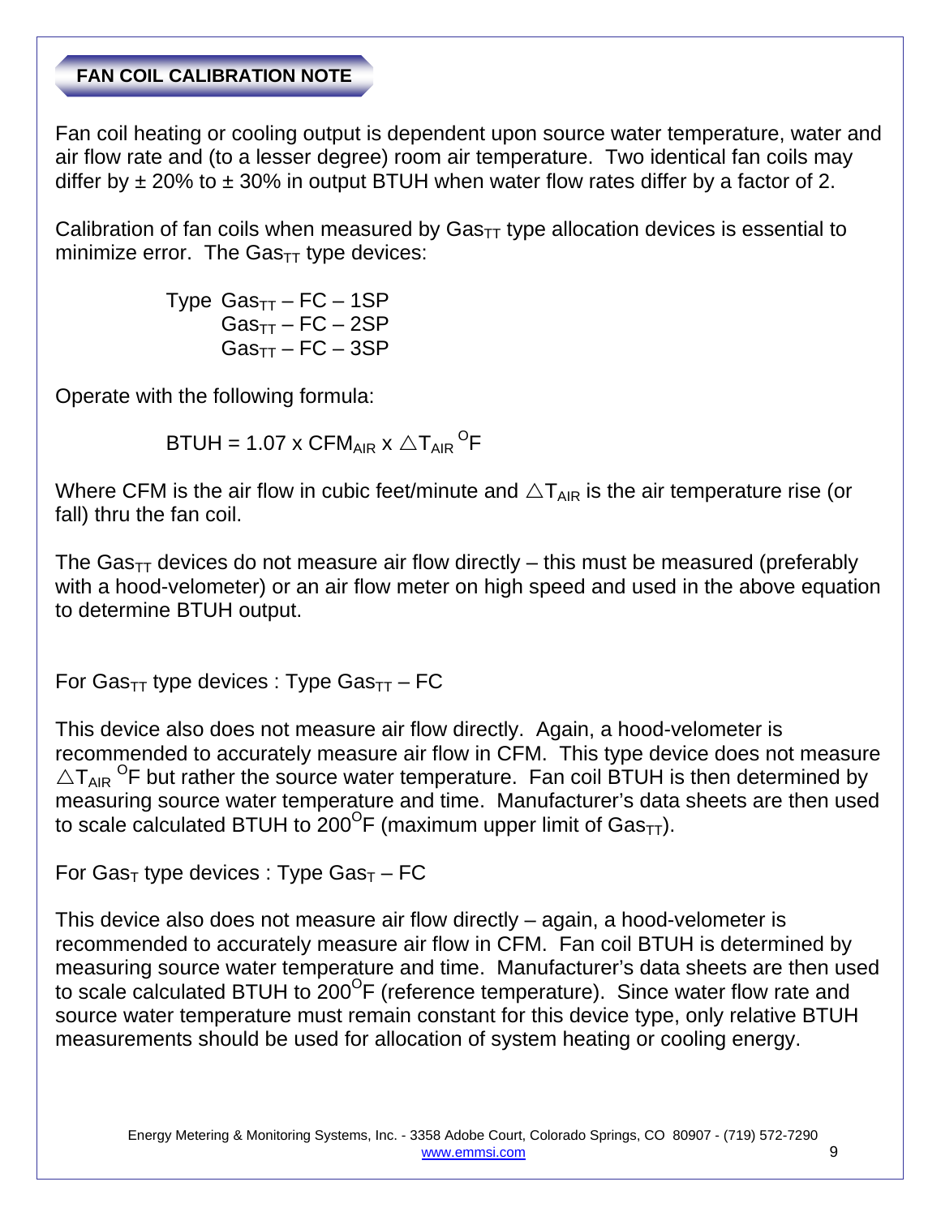## FAN COIL CALIBRATION NOTE

Fan coil heating or cooling output is dependent upon source water temperature, water and air flow rate and (to a lesser degree) room air temperature. Two identical fan coils may differ by ± 20% to ± 30% in output BTUH when water flow rates differ by a factor of 2.

Calibration of fan coils when measured by $Gas_{TT}$ type allocation devices is essential to minimize error. The $Gas_{TT}$ type devices:

Type $Gas_{TT}$ – FC – 1SP
$Gas_{TT}$ – FC – 2SP
$Gas_{TT}$ – FC – 3SP

Operate with the following formula:

$$BTUH = 1.07 \times CFM_{AIR} \times \triangle T_{AIR} \, ^{O}F$$

Where CFM is the air flow in cubic feet/minute and $\triangle T_{AIR}$ is the air temperature rise (or fall) thru the fan coil.

The $Gas_{TT}$ devices do not measure air flow directly – this must be measured (preferably with a hood-velometer) or an air flow meter on high speed and used in the above equation to determine BTUH output.

For $Gas_{TT}$ type devices : Type $Gas_{TT}$ – FC

This device also does not measure air flow directly. Again, a hood-velometer is recommended to accurately measure air flow in CFM. This type device does not measure $\triangle T_{AIR} \, ^{O}F$ but rather the source water temperature. Fan coil BTUH is then determined by measuring source water temperature and time. Manufacturer's data sheets are then used to scale calculated BTUH to $200^{O}F$ (maximum upper limit of $Gas_{TT}$).

For $Gas_{T}$ type devices : Type $Gas_{T}$ – FC

This device also does not measure air flow directly – again, a hood-velometer is recommended to accurately measure air flow in CFM. Fan coil BTUH is determined by measuring source water temperature and time. Manufacturer's data sheets are then used to scale calculated BTUH to $200^{O}F$ (reference temperature). Since water flow rate and source water temperature must remain constant for this device type, only relative BTUH measurements should be used for allocation of system heating or cooling energy.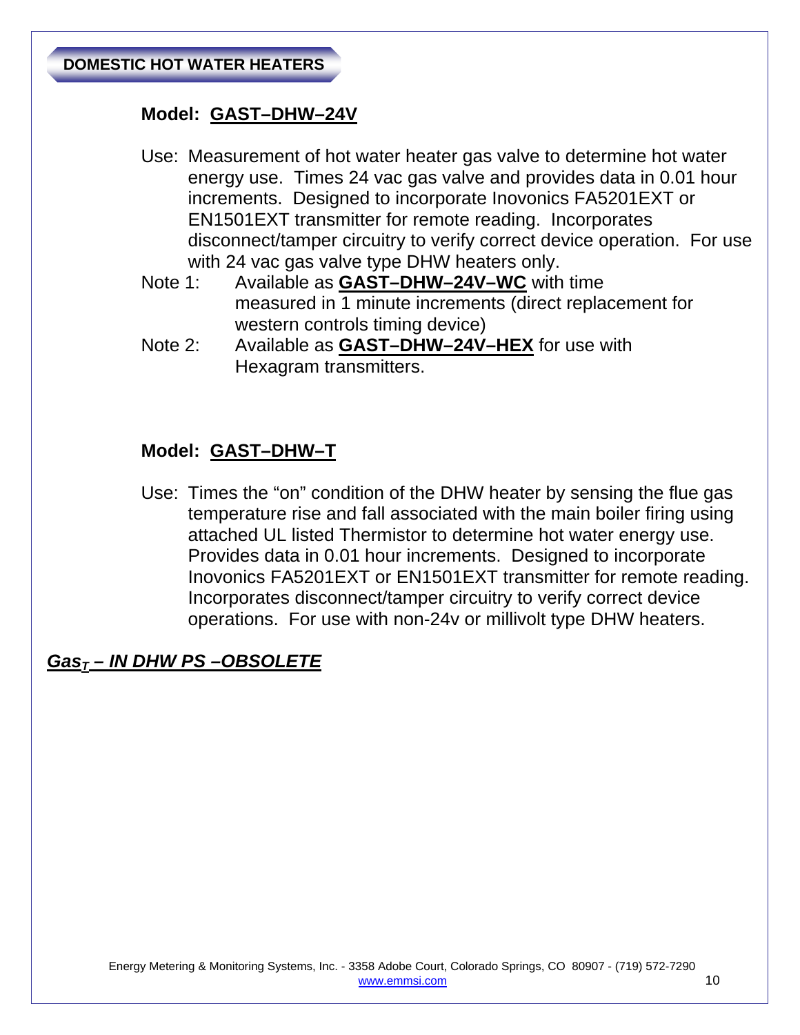## DOMESTIC HOT WATER HEATERS

### Model: GAST–DHW–24V

Use: Measurement of hot water heater gas valve to determine hot water energy use. Times 24 vac gas valve and provides data in 0.01 hour increments. Designed to incorporate Inovonics FA5201EXT or EN1501EXT transmitter for remote reading. Incorporates disconnect/tamper circuitry to verify correct device operation. For use with 24 vac gas valve type DHW heaters only.

Note 1: Available as **GAST–DHW–24V–WC** with time measured in 1 minute increments (direct replacement for western controls timing device)

Note 2: Available as **GAST–DHW–24V–HEX** for use with Hexagram transmitters.

### Model: GAST–DHW–T

Use: Times the "on" condition of the DHW heater by sensing the flue gas temperature rise and fall associated with the main boiler firing using attached UL listed Thermistor to determine hot water energy use. Provides data in 0.01 hour increments. Designed to incorporate Inovonics FA5201EXT or EN1501EXT transmitter for remote reading. Incorporates disconnect/tamper circuitry to verify correct device operations. For use with non-24v or millivolt type DHW heaters.

***$Gas_T$ – IN DHW PS –OBSOLETE***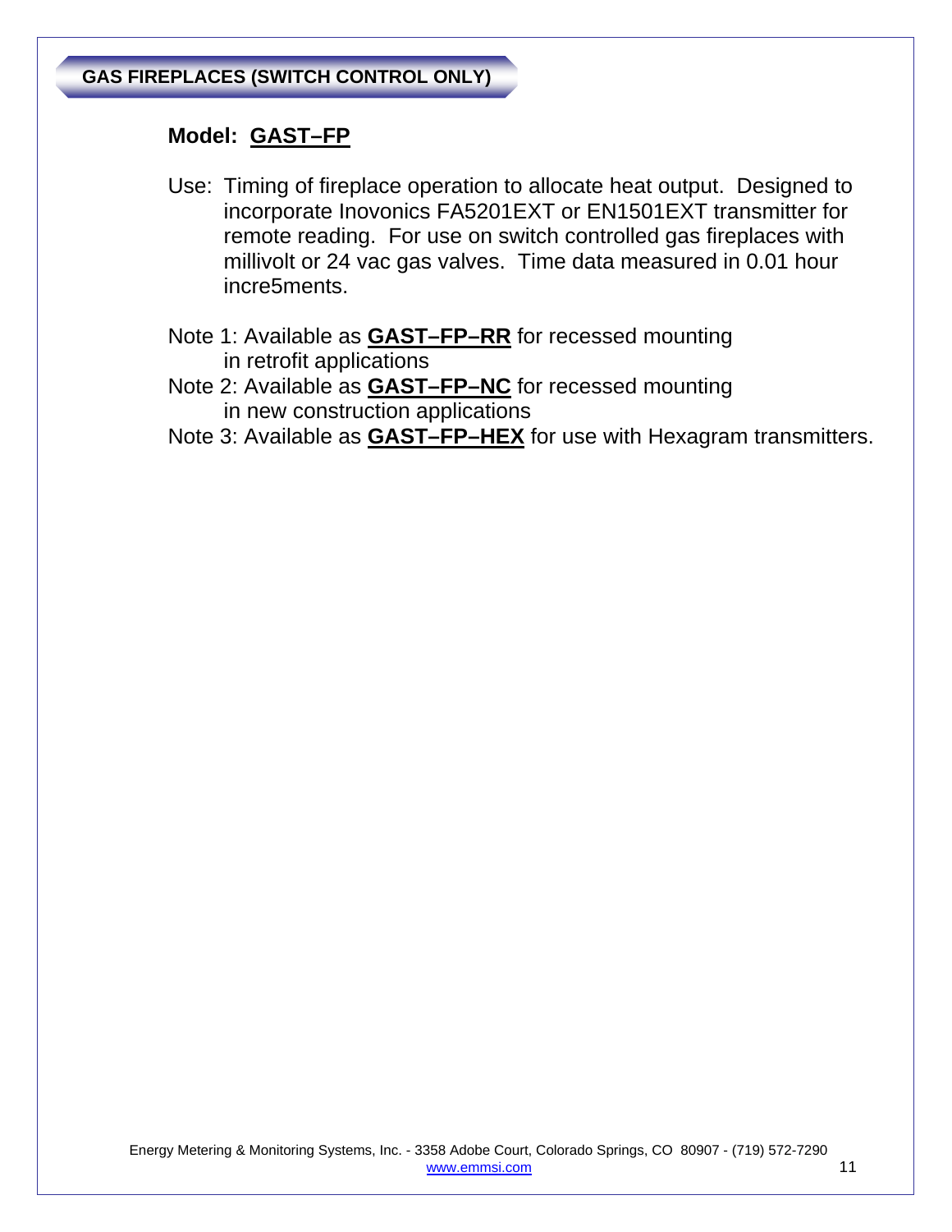## GAS FIREPLACES (SWITCH CONTROL ONLY)

**Model: GAST–FP**

Use: Timing of fireplace operation to allocate heat output. Designed to incorporate Inovonics FA5201EXT or EN1501EXT transmitter for remote reading. For use on switch controlled gas fireplaces with millivolt or 24 vac gas valves. Time data measured in 0.01 hour incre5ments.

Note 1: Available as **GAST–FP–RR** for recessed mounting in retrofit applications

Note 2: Available as **GAST–FP–NC** for recessed mounting in new construction applications

Note 3: Available as **GAST–FP–HEX** for use with Hexagram transmitters.

Energy Metering & Monitoring Systems, Inc. - 3358 Adobe Court, Colorado Springs, CO 80907 - (719) 572-7290
www.emmsi.com